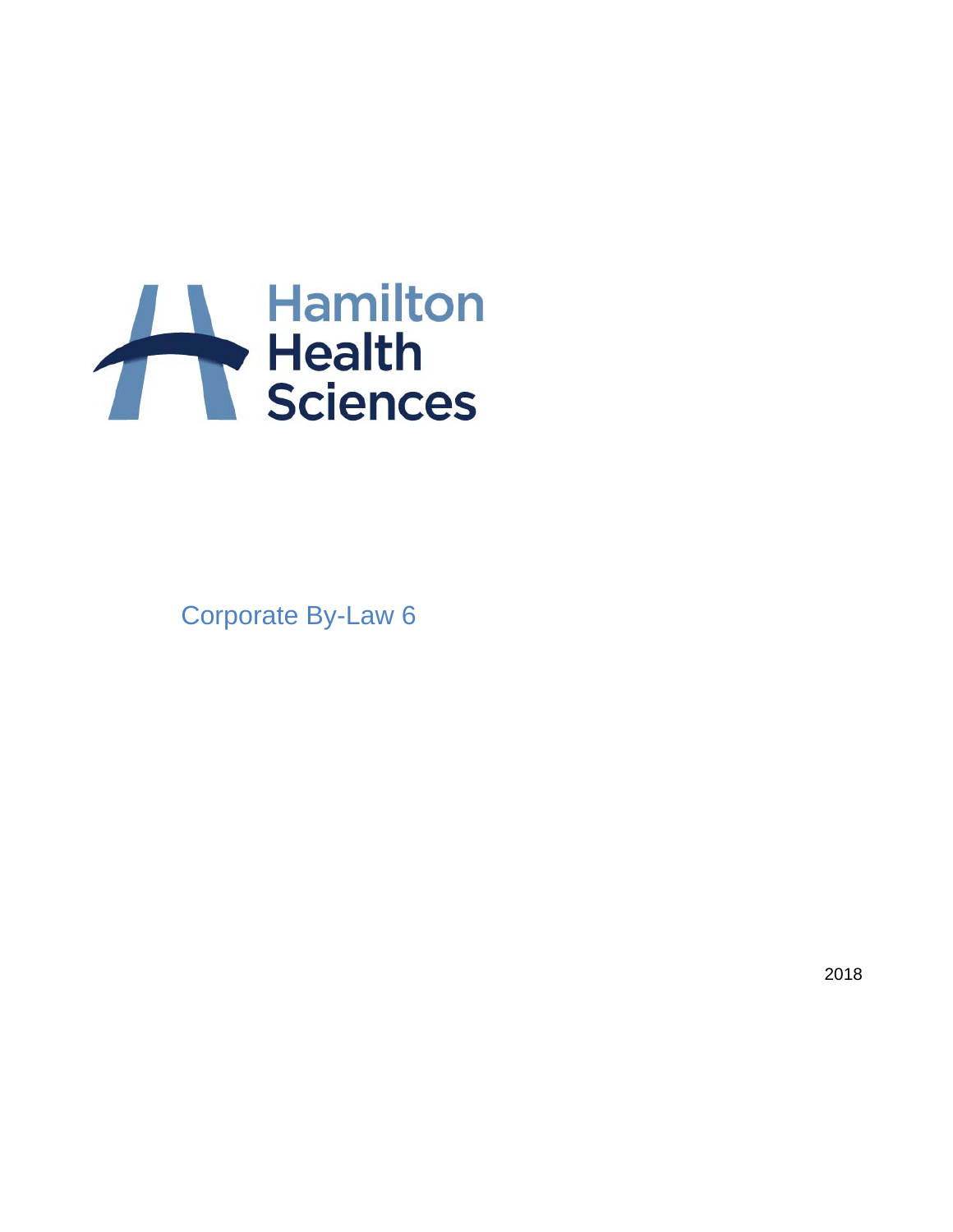# Hamilton Health Sciences

## Corporate By-Law 6

2018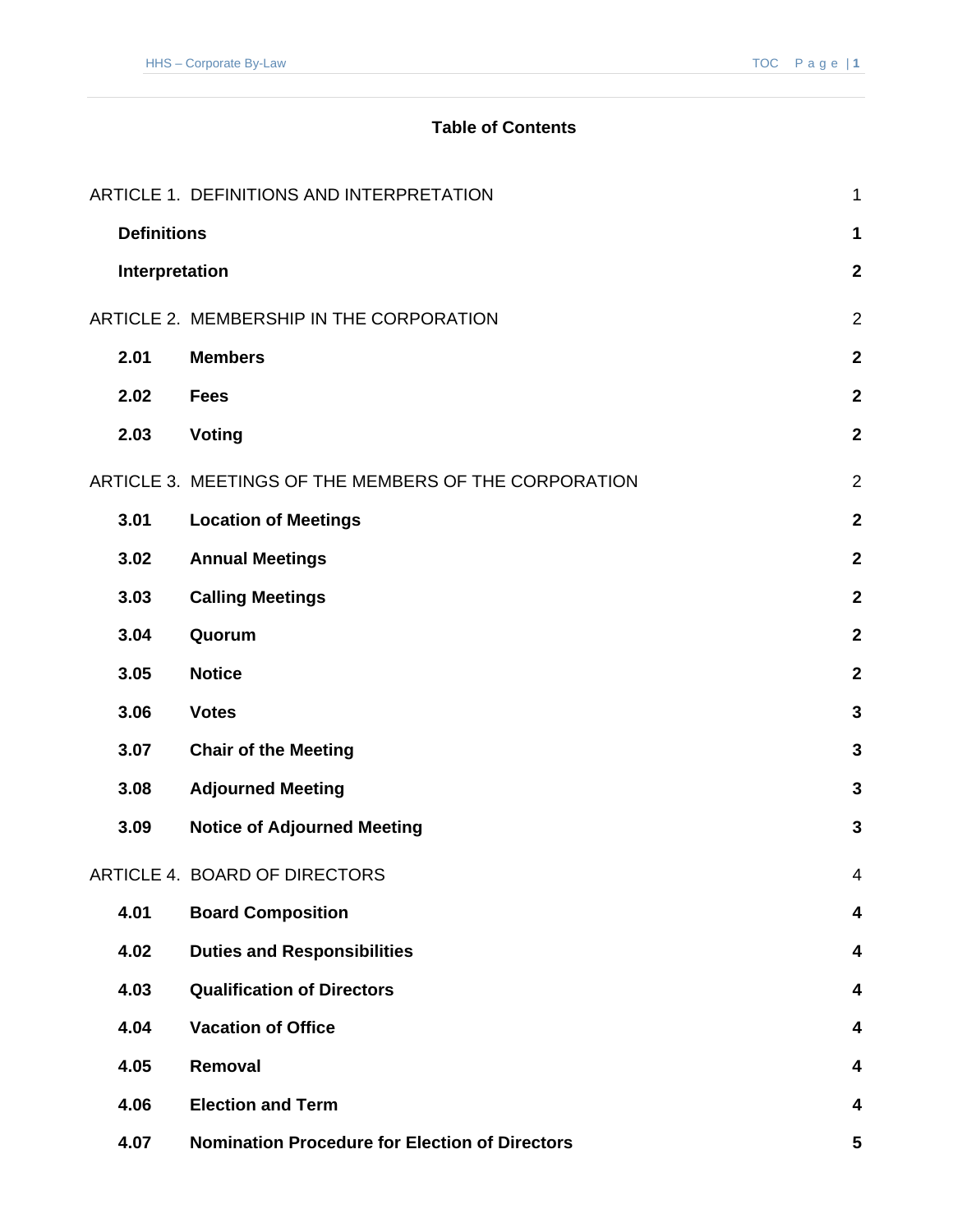**Table of Contents**

| | | |
|---|---|---|
| ARTICLE 1. DEFINITIONS AND INTERPRETATION | | 1 |
| **Definitions** | | **1** |
| **Interpretation** | | **2** |
| ARTICLE 2. MEMBERSHIP IN THE CORPORATION | | 2 |
| **2.01** | **Members** | **2** |
| **2.02** | **Fees** | **2** |
| **2.03** | **Voting** | **2** |
| ARTICLE 3. MEETINGS OF THE MEMBERS OF THE CORPORATION | | 2 |
| **3.01** | **Location of Meetings** | **2** |
| **3.02** | **Annual Meetings** | **2** |
| **3.03** | **Calling Meetings** | **2** |
| **3.04** | **Quorum** | **2** |
| **3.05** | **Notice** | **2** |
| **3.06** | **Votes** | **3** |
| **3.07** | **Chair of the Meeting** | **3** |
| **3.08** | **Adjourned Meeting** | **3** |
| **3.09** | **Notice of Adjourned Meeting** | **3** |
| ARTICLE 4. BOARD OF DIRECTORS | | 4 |
| **4.01** | **Board Composition** | **4** |
| **4.02** | **Duties and Responsibilities** | **4** |
| **4.03** | **Qualification of Directors** | **4** |
| **4.04** | **Vacation of Office** | **4** |
| **4.05** | **Removal** | **4** |
| **4.06** | **Election and Term** | **4** |
| **4.07** | **Nomination Procedure for Election of Directors** | **5** |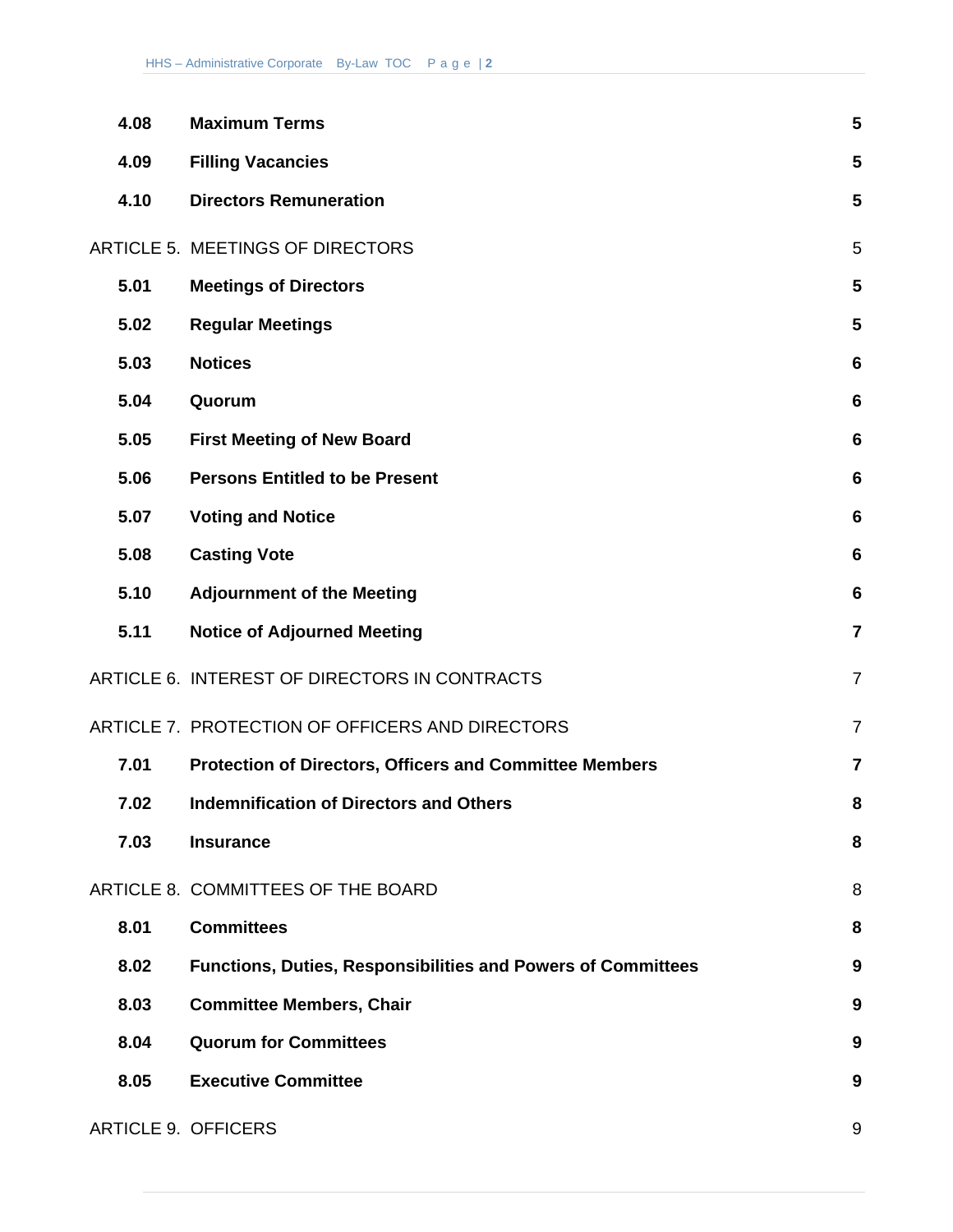| | | |
|---|---|---|
| **4.08** | **Maximum Terms** | **5** |
| **4.09** | **Filling Vacancies** | **5** |
| **4.10** | **Directors Remuneration** | **5** |
| ARTICLE 5. | MEETINGS OF DIRECTORS | 5 |
| **5.01** | **Meetings of Directors** | **5** |
| **5.02** | **Regular Meetings** | **5** |
| **5.03** | **Notices** | **6** |
| **5.04** | **Quorum** | **6** |
| **5.05** | **First Meeting of New Board** | **6** |
| **5.06** | **Persons Entitled to be Present** | **6** |
| **5.07** | **Voting and Notice** | **6** |
| **5.08** | **Casting Vote** | **6** |
| **5.10** | **Adjournment of the Meeting** | **6** |
| **5.11** | **Notice of Adjourned Meeting** | **7** |
| ARTICLE 6. | INTEREST OF DIRECTORS IN CONTRACTS | 7 |
| ARTICLE 7. | PROTECTION OF OFFICERS AND DIRECTORS | 7 |
| **7.01** | **Protection of Directors, Officers and Committee Members** | **7** |
| **7.02** | **Indemnification of Directors and Others** | **8** |
| **7.03** | **Insurance** | **8** |
| ARTICLE 8. | COMMITTEES OF THE BOARD | 8 |
| **8.01** | **Committees** | **8** |
| **8.02** | **Functions, Duties, Responsibilities and Powers of Committees** | **9** |
| **8.03** | **Committee Members, Chair** | **9** |
| **8.04** | **Quorum for Committees** | **9** |
| **8.05** | **Executive Committee** | **9** |
| ARTICLE 9. | OFFICERS | 9 |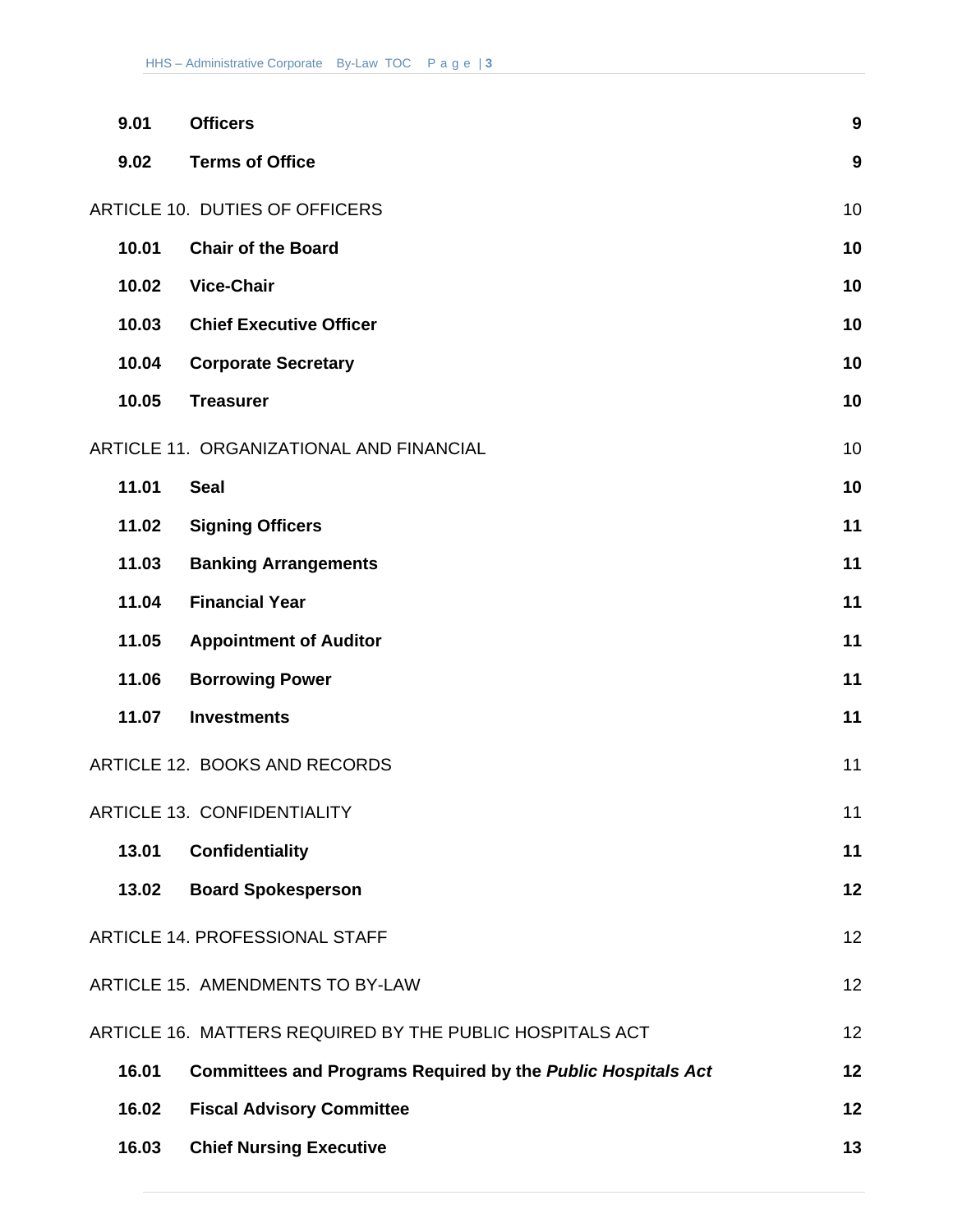| | | |
|---|---|---|
| **9.01** | **Officers** | **9** |
| **9.02** | **Terms of Office** | **9** |
| ARTICLE 10. DUTIES OF OFFICERS | | 10 |
| **10.01** | **Chair of the Board** | **10** |
| **10.02** | **Vice-Chair** | **10** |
| **10.03** | **Chief Executive Officer** | **10** |
| **10.04** | **Corporate Secretary** | **10** |
| **10.05** | **Treasurer** | **10** |
| ARTICLE 11. ORGANIZATIONAL AND FINANCIAL | | 10 |
| **11.01** | **Seal** | **10** |
| **11.02** | **Signing Officers** | **11** |
| **11.03** | **Banking Arrangements** | **11** |
| **11.04** | **Financial Year** | **11** |
| **11.05** | **Appointment of Auditor** | **11** |
| **11.06** | **Borrowing Power** | **11** |
| **11.07** | **Investments** | **11** |
| ARTICLE 12. BOOKS AND RECORDS | | 11 |
| ARTICLE 13. CONFIDENTIALITY | | 11 |
| **13.01** | **Confidentiality** | **11** |
| **13.02** | **Board Spokesperson** | **12** |
| ARTICLE 14. PROFESSIONAL STAFF | | 12 |
| ARTICLE 15. AMENDMENTS TO BY-LAW | | 12 |
| ARTICLE 16. MATTERS REQUIRED BY THE PUBLIC HOSPITALS ACT | | 12 |
| **16.01** | **Committees and Programs Required by the *Public Hospitals Act*** | **12** |
| **16.02** | **Fiscal Advisory Committee** | **12** |
| **16.03** | **Chief Nursing Executive** | **13** |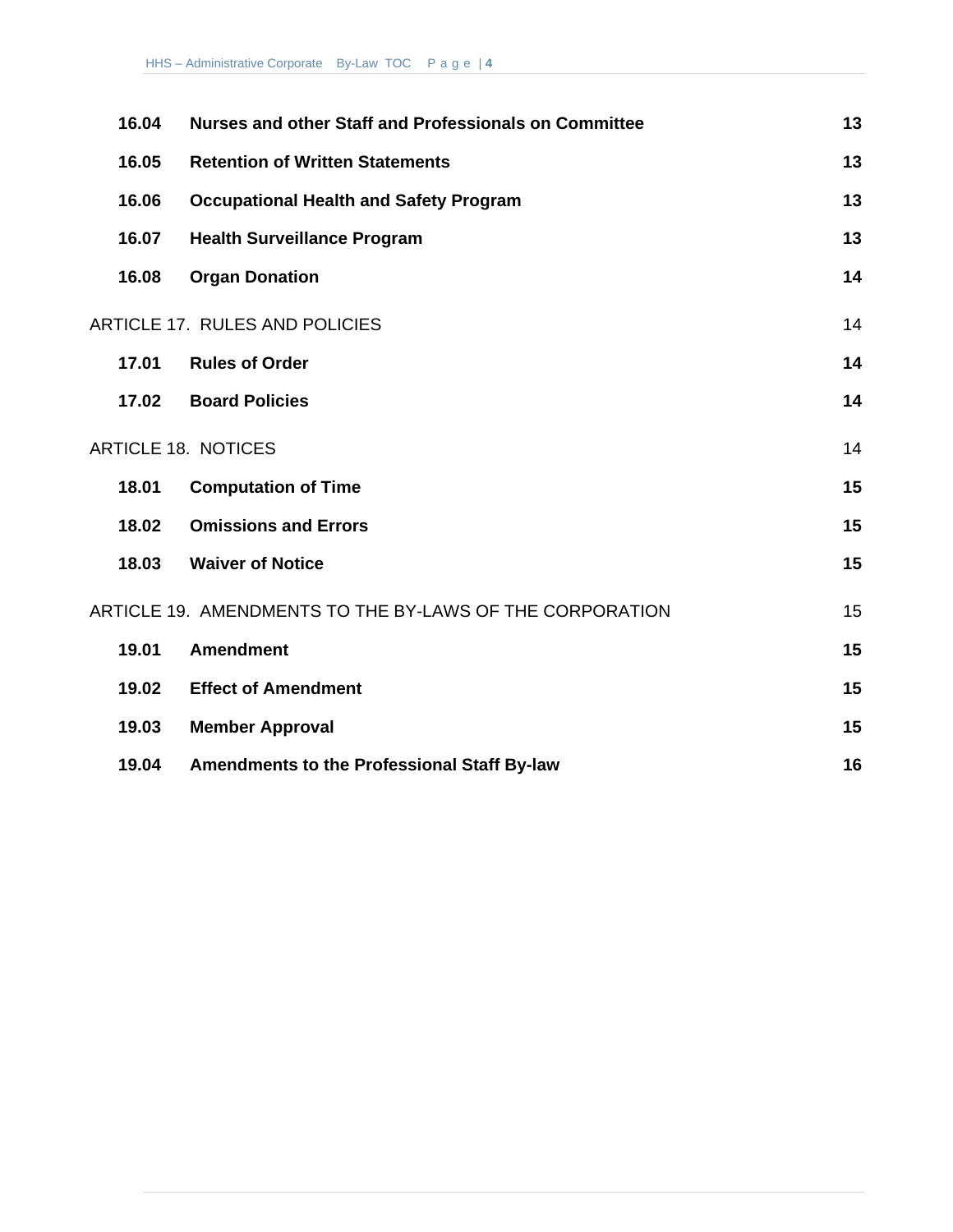| | | |
|---|---|---|
| **16.04** | **Nurses and other Staff and Professionals on Committee** | **13** |
| **16.05** | **Retention of Written Statements** | **13** |
| **16.06** | **Occupational Health and Safety Program** | **13** |
| **16.07** | **Health Surveillance Program** | **13** |
| **16.08** | **Organ Donation** | **14** |
| ARTICLE 17. RULES AND POLICIES | | 14 |
| **17.01** | **Rules of Order** | **14** |
| **17.02** | **Board Policies** | **14** |
| ARTICLE 18. NOTICES | | 14 |
| **18.01** | **Computation of Time** | **15** |
| **18.02** | **Omissions and Errors** | **15** |
| **18.03** | **Waiver of Notice** | **15** |
| ARTICLE 19. AMENDMENTS TO THE BY-LAWS OF THE CORPORATION | | 15 |
| **19.01** | **Amendment** | **15** |
| **19.02** | **Effect of Amendment** | **15** |
| **19.03** | **Member Approval** | **15** |
| **19.04** | **Amendments to the Professional Staff By-law** | **16** |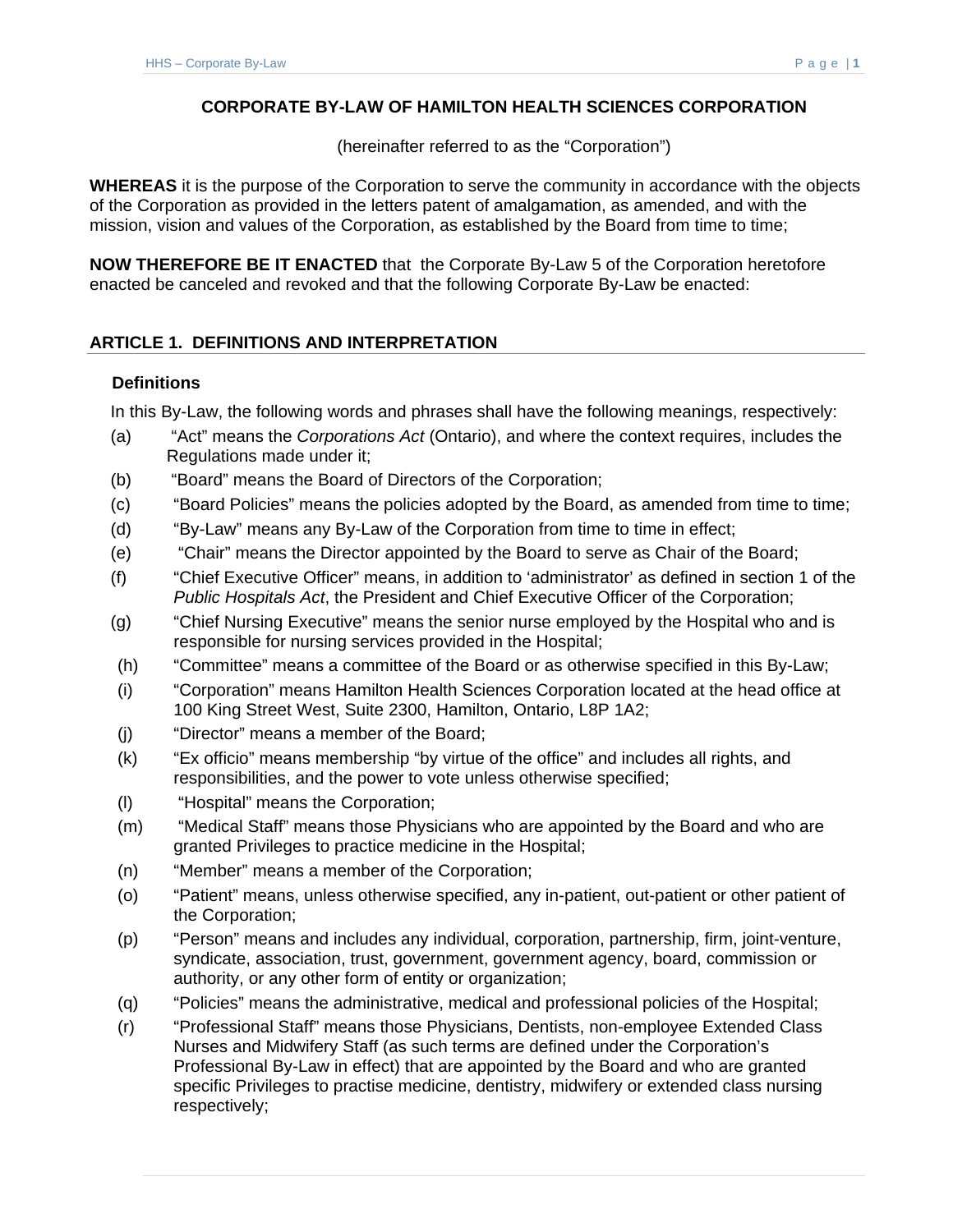# CORPORATE BY-LAW OF HAMILTON HEALTH SCIENCES CORPORATION

(hereinafter referred to as the "Corporation")

**WHEREAS** it is the purpose of the Corporation to serve the community in accordance with the objects of the Corporation as provided in the letters patent of amalgamation, as amended, and with the mission, vision and values of the Corporation, as established by the Board from time to time;

**NOW THEREFORE BE IT ENACTED** that the Corporate By-Law 5 of the Corporation heretofore enacted be canceled and revoked and that the following Corporate By-Law be enacted:

## ARTICLE 1. DEFINITIONS AND INTERPRETATION

### Definitions

In this By-Law, the following words and phrases shall have the following meanings, respectively:

(a) "Act" means the *Corporations Act* (Ontario), and where the context requires, includes the Regulations made under it;

(b) "Board" means the Board of Directors of the Corporation;

(c) "Board Policies" means the policies adopted by the Board, as amended from time to time;

(d) "By-Law" means any By-Law of the Corporation from time to time in effect;

(e) "Chair" means the Director appointed by the Board to serve as Chair of the Board;

(f) "Chief Executive Officer" means, in addition to 'administrator' as defined in section 1 of the *Public Hospitals Act*, the President and Chief Executive Officer of the Corporation;

(g) "Chief Nursing Executive" means the senior nurse employed by the Hospital who and is responsible for nursing services provided in the Hospital;

(h) "Committee" means a committee of the Board or as otherwise specified in this By-Law;

(i) "Corporation" means Hamilton Health Sciences Corporation located at the head office at 100 King Street West, Suite 2300, Hamilton, Ontario, L8P 1A2;

(j) "Director" means a member of the Board;

(k) "Ex officio" means membership "by virtue of the office" and includes all rights, and responsibilities, and the power to vote unless otherwise specified;

(l) "Hospital" means the Corporation;

(m) "Medical Staff" means those Physicians who are appointed by the Board and who are granted Privileges to practice medicine in the Hospital;

(n) "Member" means a member of the Corporation;

(o) "Patient" means, unless otherwise specified, any in-patient, out-patient or other patient of the Corporation;

(p) "Person" means and includes any individual, corporation, partnership, firm, joint-venture, syndicate, association, trust, government, government agency, board, commission or authority, or any other form of entity or organization;

(q) "Policies" means the administrative, medical and professional policies of the Hospital;

(r) "Professional Staff" means those Physicians, Dentists, non-employee Extended Class Nurses and Midwifery Staff (as such terms are defined under the Corporation's Professional By-Law in effect) that are appointed by the Board and who are granted specific Privileges to practise medicine, dentistry, midwifery or extended class nursing respectively;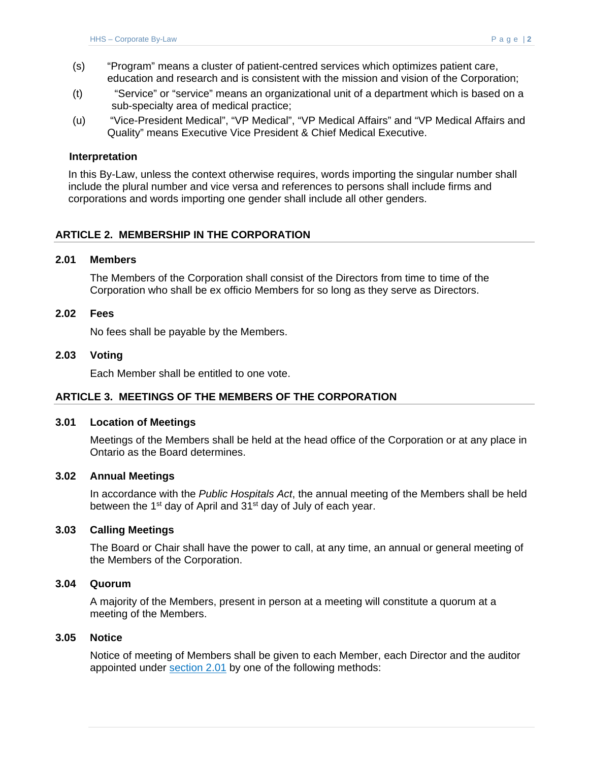(s) "Program" means a cluster of patient-centred services which optimizes patient care, education and research and is consistent with the mission and vision of the Corporation;

(t) "Service" or "service" means an organizational unit of a department which is based on a sub-specialty area of medical practice;

(u) "Vice-President Medical", "VP Medical", "VP Medical Affairs" and "VP Medical Affairs and Quality" means Executive Vice President & Chief Medical Executive.

**Interpretation**

In this By-Law, unless the context otherwise requires, words importing the singular number shall include the plural number and vice versa and references to persons shall include firms and corporations and words importing one gender shall include all other genders.

## ARTICLE 2. MEMBERSHIP IN THE CORPORATION

### 2.01 Members

The Members of the Corporation shall consist of the Directors from time to time of the Corporation who shall be ex officio Members for so long as they serve as Directors.

### 2.02 Fees

No fees shall be payable by the Members.

### 2.03 Voting

Each Member shall be entitled to one vote.

## ARTICLE 3. MEETINGS OF THE MEMBERS OF THE CORPORATION

### 3.01 Location of Meetings

Meetings of the Members shall be held at the head office of the Corporation or at any place in Ontario as the Board determines.

### 3.02 Annual Meetings

In accordance with the *Public Hospitals Act*, the annual meeting of the Members shall be held between the 1st day of April and 31st day of July of each year.

### 3.03 Calling Meetings

The Board or Chair shall have the power to call, at any time, an annual or general meeting of the Members of the Corporation.

### 3.04 Quorum

A majority of the Members, present in person at a meeting will constitute a quorum at a meeting of the Members.

### 3.05 Notice

Notice of meeting of Members shall be given to each Member, each Director and the auditor appointed under section 2.01 by one of the following methods: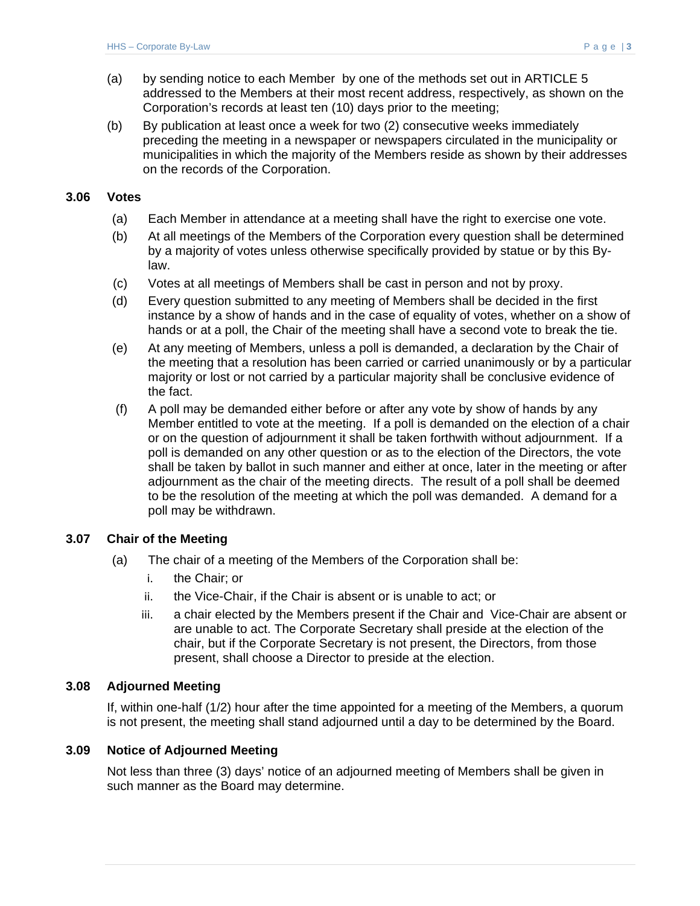(a) by sending notice to each Member by one of the methods set out in ARTICLE 5 addressed to the Members at their most recent address, respectively, as shown on the Corporation's records at least ten (10) days prior to the meeting;

(b) By publication at least once a week for two (2) consecutive weeks immediately preceding the meeting in a newspaper or newspapers circulated in the municipality or municipalities in which the majority of the Members reside as shown by their addresses on the records of the Corporation.

### 3.06 Votes

(a) Each Member in attendance at a meeting shall have the right to exercise one vote.

(b) At all meetings of the Members of the Corporation every question shall be determined by a majority of votes unless otherwise specifically provided by statue or by this By-law.

(c) Votes at all meetings of Members shall be cast in person and not by proxy.

(d) Every question submitted to any meeting of Members shall be decided in the first instance by a show of hands and in the case of equality of votes, whether on a show of hands or at a poll, the Chair of the meeting shall have a second vote to break the tie.

(e) At any meeting of Members, unless a poll is demanded, a declaration by the Chair of the meeting that a resolution has been carried or carried unanimously or by a particular majority or lost or not carried by a particular majority shall be conclusive evidence of the fact.

(f) A poll may be demanded either before or after any vote by show of hands by any Member entitled to vote at the meeting. If a poll is demanded on the election of a chair or on the question of adjournment it shall be taken forthwith without adjournment. If a poll is demanded on any other question or as to the election of the Directors, the vote shall be taken by ballot in such manner and either at once, later in the meeting or after adjournment as the chair of the meeting directs. The result of a poll shall be deemed to be the resolution of the meeting at which the poll was demanded. A demand for a poll may be withdrawn.

### 3.07 Chair of the Meeting

(a) The chair of a meeting of the Members of the Corporation shall be:

i. the Chair; or

ii. the Vice-Chair, if the Chair is absent or is unable to act; or

iii. a chair elected by the Members present if the Chair and Vice-Chair are absent or are unable to act. The Corporate Secretary shall preside at the election of the chair, but if the Corporate Secretary is not present, the Directors, from those present, shall choose a Director to preside at the election.

### 3.08 Adjourned Meeting

If, within one-half (1/2) hour after the time appointed for a meeting of the Members, a quorum is not present, the meeting shall stand adjourned until a day to be determined by the Board.

### 3.09 Notice of Adjourned Meeting

Not less than three (3) days' notice of an adjourned meeting of Members shall be given in such manner as the Board may determine.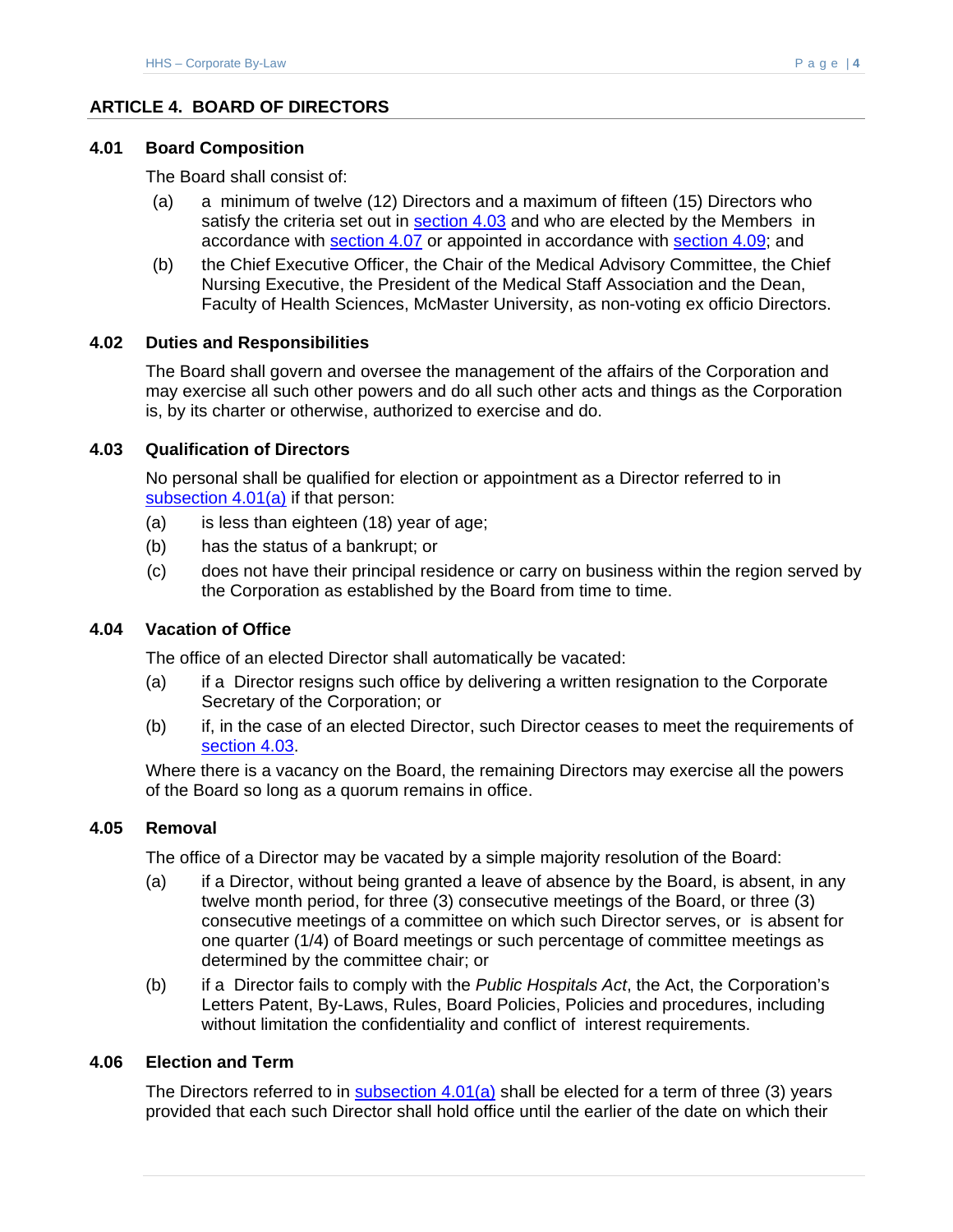## ARTICLE 4. BOARD OF DIRECTORS

### 4.01 Board Composition

The Board shall consist of:

(a) a minimum of twelve (12) Directors and a maximum of fifteen (15) Directors who satisfy the criteria set out in section 4.03 and who are elected by the Members in accordance with section 4.07 or appointed in accordance with section 4.09; and

(b) the Chief Executive Officer, the Chair of the Medical Advisory Committee, the Chief Nursing Executive, the President of the Medical Staff Association and the Dean, Faculty of Health Sciences, McMaster University, as non-voting ex officio Directors.

### 4.02 Duties and Responsibilities

The Board shall govern and oversee the management of the affairs of the Corporation and may exercise all such other powers and do all such other acts and things as the Corporation is, by its charter or otherwise, authorized to exercise and do.

### 4.03 Qualification of Directors

No personal shall be qualified for election or appointment as a Director referred to in subsection 4.01(a) if that person:

(a) is less than eighteen (18) year of age;

(b) has the status of a bankrupt; or

(c) does not have their principal residence or carry on business within the region served by the Corporation as established by the Board from time to time.

### 4.04 Vacation of Office

The office of an elected Director shall automatically be vacated:

(a) if a Director resigns such office by delivering a written resignation to the Corporate Secretary of the Corporation; or

(b) if, in the case of an elected Director, such Director ceases to meet the requirements of section 4.03.

Where there is a vacancy on the Board, the remaining Directors may exercise all the powers of the Board so long as a quorum remains in office.

### 4.05 Removal

The office of a Director may be vacated by a simple majority resolution of the Board:

(a) if a Director, without being granted a leave of absence by the Board, is absent, in any twelve month period, for three (3) consecutive meetings of the Board, or three (3) consecutive meetings of a committee on which such Director serves, or is absent for one quarter (1/4) of Board meetings or such percentage of committee meetings as determined by the committee chair; or

(b) if a Director fails to comply with the *Public Hospitals Act*, the Act, the Corporation's Letters Patent, By-Laws, Rules, Board Policies, Policies and procedures, including without limitation the confidentiality and conflict of interest requirements.

### 4.06 Election and Term

The Directors referred to in subsection 4.01(a) shall be elected for a term of three (3) years provided that each such Director shall hold office until the earlier of the date on which their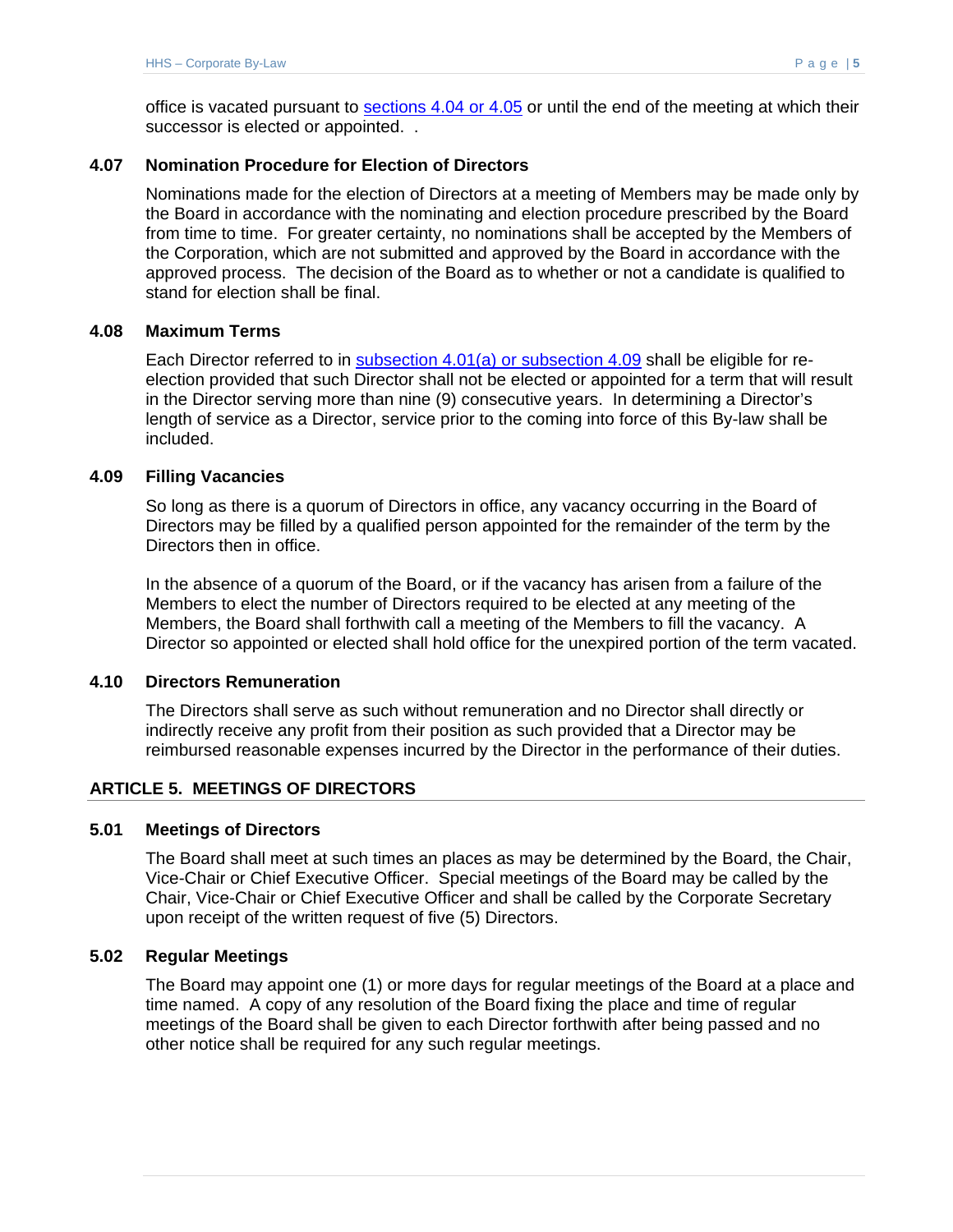office is vacated pursuant to sections 4.04 or 4.05 or until the end of the meeting at which their successor is elected or appointed.  .

### 4.07 Nomination Procedure for Election of Directors

Nominations made for the election of Directors at a meeting of Members may be made only by the Board in accordance with the nominating and election procedure prescribed by the Board from time to time. For greater certainty, no nominations shall be accepted by the Members of the Corporation, which are not submitted and approved by the Board in accordance with the approved process. The decision of the Board as to whether or not a candidate is qualified to stand for election shall be final.

### 4.08 Maximum Terms

Each Director referred to in subsection 4.01(a) or subsection 4.09 shall be eligible for re-election provided that such Director shall not be elected or appointed for a term that will result in the Director serving more than nine (9) consecutive years. In determining a Director's length of service as a Director, service prior to the coming into force of this By-law shall be included.

### 4.09 Filling Vacancies

So long as there is a quorum of Directors in office, any vacancy occurring in the Board of Directors may be filled by a qualified person appointed for the remainder of the term by the Directors then in office.

In the absence of a quorum of the Board, or if the vacancy has arisen from a failure of the Members to elect the number of Directors required to be elected at any meeting of the Members, the Board shall forthwith call a meeting of the Members to fill the vacancy. A Director so appointed or elected shall hold office for the unexpired portion of the term vacated.

### 4.10 Directors Remuneration

The Directors shall serve as such without remuneration and no Director shall directly or indirectly receive any profit from their position as such provided that a Director may be reimbursed reasonable expenses incurred by the Director in the performance of their duties.

## ARTICLE 5. MEETINGS OF DIRECTORS

### 5.01 Meetings of Directors

The Board shall meet at such times an places as may be determined by the Board, the Chair, Vice-Chair or Chief Executive Officer. Special meetings of the Board may be called by the Chair, Vice-Chair or Chief Executive Officer and shall be called by the Corporate Secretary upon receipt of the written request of five (5) Directors.

### 5.02 Regular Meetings

The Board may appoint one (1) or more days for regular meetings of the Board at a place and time named. A copy of any resolution of the Board fixing the place and time of regular meetings of the Board shall be given to each Director forthwith after being passed and no other notice shall be required for any such regular meetings.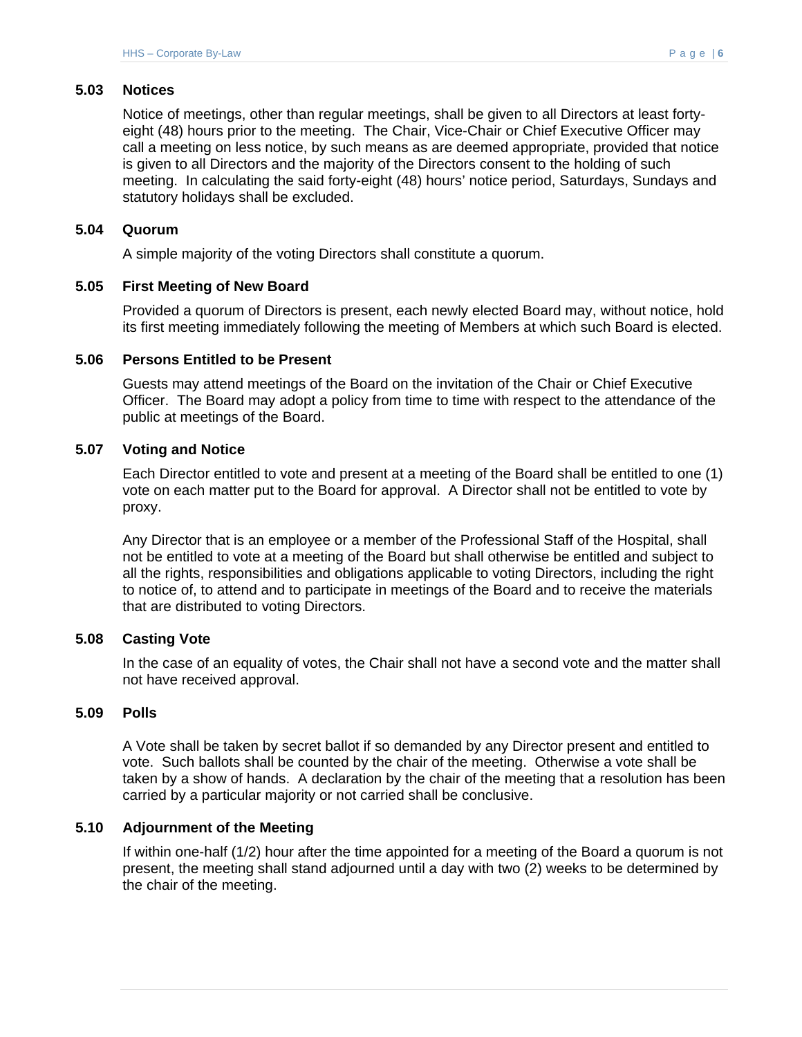### 5.03 Notices

Notice of meetings, other than regular meetings, shall be given to all Directors at least forty-eight (48) hours prior to the meeting. The Chair, Vice-Chair or Chief Executive Officer may call a meeting on less notice, by such means as are deemed appropriate, provided that notice is given to all Directors and the majority of the Directors consent to the holding of such meeting. In calculating the said forty-eight (48) hours' notice period, Saturdays, Sundays and statutory holidays shall be excluded.

### 5.04 Quorum

A simple majority of the voting Directors shall constitute a quorum.

### 5.05 First Meeting of New Board

Provided a quorum of Directors is present, each newly elected Board may, without notice, hold its first meeting immediately following the meeting of Members at which such Board is elected.

### 5.06 Persons Entitled to be Present

Guests may attend meetings of the Board on the invitation of the Chair or Chief Executive Officer. The Board may adopt a policy from time to time with respect to the attendance of the public at meetings of the Board.

### 5.07 Voting and Notice

Each Director entitled to vote and present at a meeting of the Board shall be entitled to one (1) vote on each matter put to the Board for approval. A Director shall not be entitled to vote by proxy.

Any Director that is an employee or a member of the Professional Staff of the Hospital, shall not be entitled to vote at a meeting of the Board but shall otherwise be entitled and subject to all the rights, responsibilities and obligations applicable to voting Directors, including the right to notice of, to attend and to participate in meetings of the Board and to receive the materials that are distributed to voting Directors.

### 5.08 Casting Vote

In the case of an equality of votes, the Chair shall not have a second vote and the matter shall not have received approval.

### 5.09 Polls

A Vote shall be taken by secret ballot if so demanded by any Director present and entitled to vote. Such ballots shall be counted by the chair of the meeting. Otherwise a vote shall be taken by a show of hands. A declaration by the chair of the meeting that a resolution has been carried by a particular majority or not carried shall be conclusive.

### 5.10 Adjournment of the Meeting

If within one-half (1/2) hour after the time appointed for a meeting of the Board a quorum is not present, the meeting shall stand adjourned until a day with two (2) weeks to be determined by the chair of the meeting.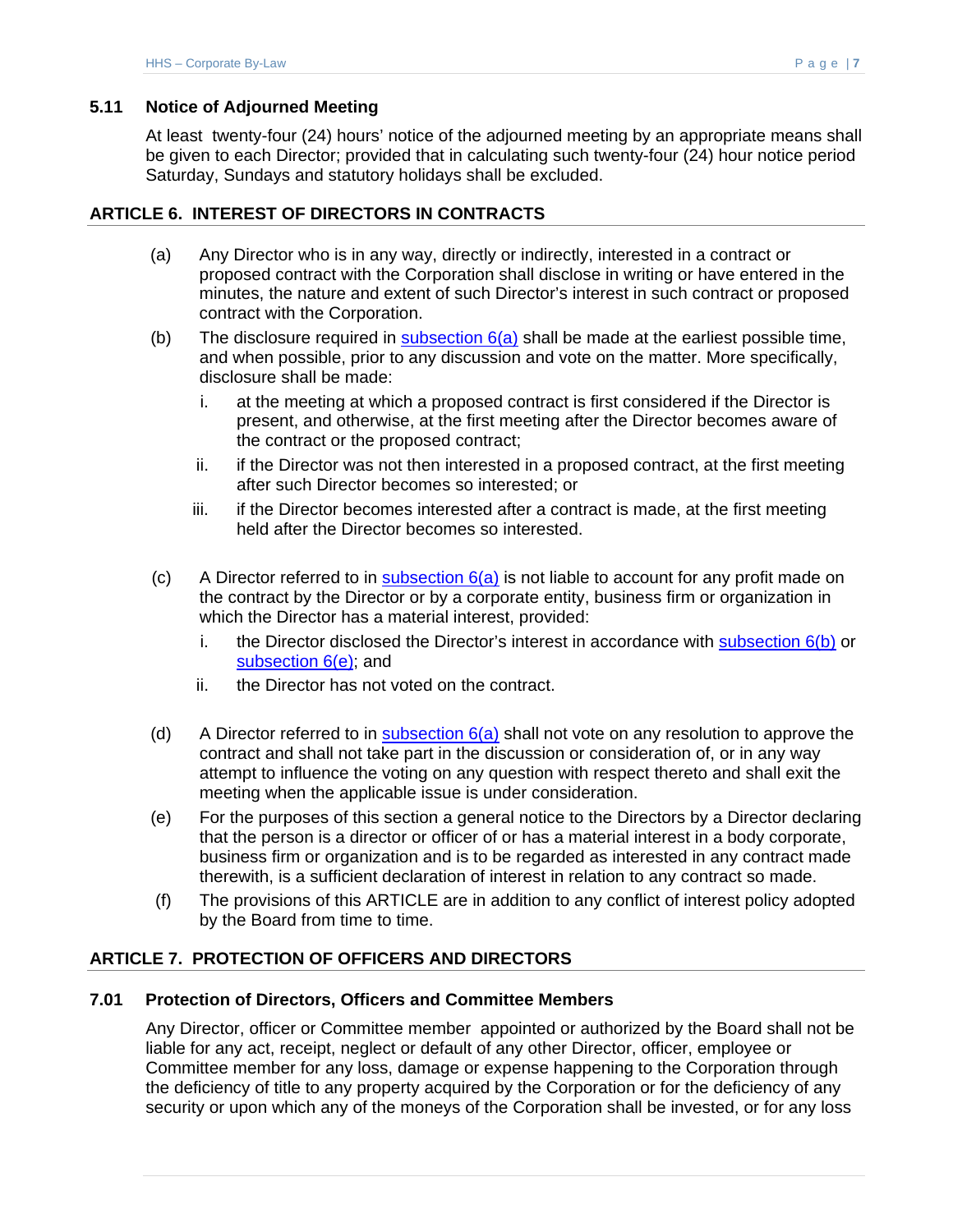### 5.11 Notice of Adjourned Meeting

At least twenty-four (24) hours' notice of the adjourned meeting by an appropriate means shall be given to each Director; provided that in calculating such twenty-four (24) hour notice period Saturday, Sundays and statutory holidays shall be excluded.

## ARTICLE 6. INTEREST OF DIRECTORS IN CONTRACTS

(a) Any Director who is in any way, directly or indirectly, interested in a contract or proposed contract with the Corporation shall disclose in writing or have entered in the minutes, the nature and extent of such Director's interest in such contract or proposed contract with the Corporation.

(b) The disclosure required in subsection 6(a) shall be made at the earliest possible time, and when possible, prior to any discussion and vote on the matter. More specifically, disclosure shall be made:

   i. at the meeting at which a proposed contract is first considered if the Director is present, and otherwise, at the first meeting after the Director becomes aware of the contract or the proposed contract;

   ii. if the Director was not then interested in a proposed contract, at the first meeting after such Director becomes so interested; or

   iii. if the Director becomes interested after a contract is made, at the first meeting held after the Director becomes so interested.

(c) A Director referred to in subsection 6(a) is not liable to account for any profit made on the contract by the Director or by a corporate entity, business firm or organization in which the Director has a material interest, provided:

   i. the Director disclosed the Director's interest in accordance with subsection 6(b) or subsection 6(e); and

   ii. the Director has not voted on the contract.

(d) A Director referred to in subsection 6(a) shall not vote on any resolution to approve the contract and shall not take part in the discussion or consideration of, or in any way attempt to influence the voting on any question with respect thereto and shall exit the meeting when the applicable issue is under consideration.

(e) For the purposes of this section a general notice to the Directors by a Director declaring that the person is a director or officer of or has a material interest in a body corporate, business firm or organization and is to be regarded as interested in any contract made therewith, is a sufficient declaration of interest in relation to any contract so made.

(f) The provisions of this ARTICLE are in addition to any conflict of interest policy adopted by the Board from time to time.

## ARTICLE 7. PROTECTION OF OFFICERS AND DIRECTORS

### 7.01 Protection of Directors, Officers and Committee Members

Any Director, officer or Committee member appointed or authorized by the Board shall not be liable for any act, receipt, neglect or default of any other Director, officer, employee or Committee member for any loss, damage or expense happening to the Corporation through the deficiency of title to any property acquired by the Corporation or for the deficiency of any security or upon which any of the moneys of the Corporation shall be invested, or for any loss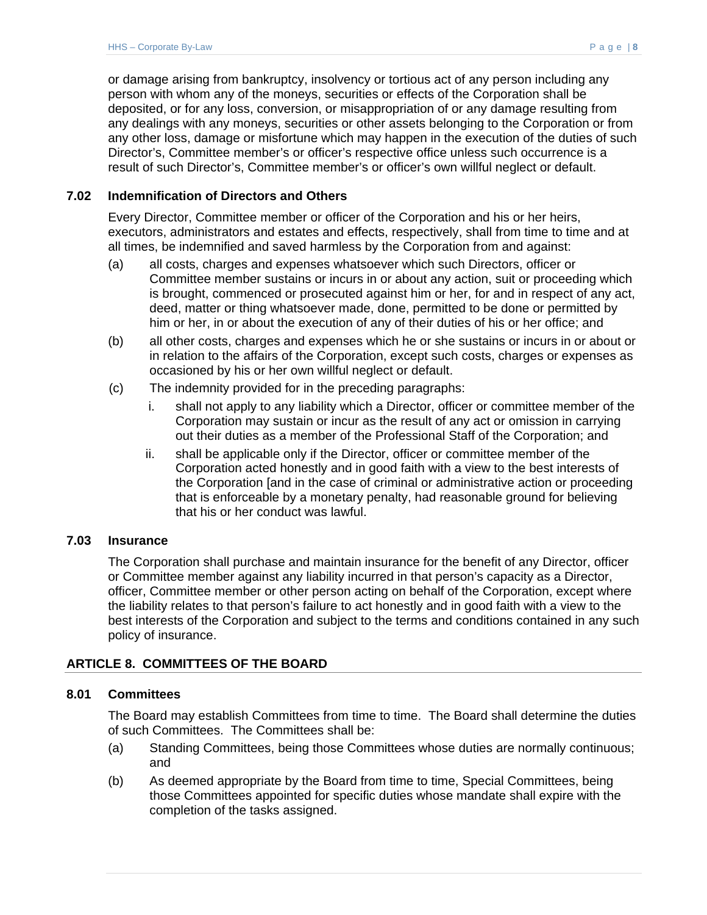or damage arising from bankruptcy, insolvency or tortious act of any person including any person with whom any of the moneys, securities or effects of the Corporation shall be deposited, or for any loss, conversion, or misappropriation of or any damage resulting from any dealings with any moneys, securities or other assets belonging to the Corporation or from any other loss, damage or misfortune which may happen in the execution of the duties of such Director's, Committee member's or officer's respective office unless such occurrence is a result of such Director's, Committee member's or officer's own willful neglect or default.

### 7.02 Indemnification of Directors and Others

Every Director, Committee member or officer of the Corporation and his or her heirs, executors, administrators and estates and effects, respectively, shall from time to time and at all times, be indemnified and saved harmless by the Corporation from and against:

(a) all costs, charges and expenses whatsoever which such Directors, officer or Committee member sustains or incurs in or about any action, suit or proceeding which is brought, commenced or prosecuted against him or her, for and in respect of any act, deed, matter or thing whatsoever made, done, permitted to be done or permitted by him or her, in or about the execution of any of their duties of his or her office; and

(b) all other costs, charges and expenses which he or she sustains or incurs in or about or in relation to the affairs of the Corporation, except such costs, charges or expenses as occasioned by his or her own willful neglect or default.

(c) The indemnity provided for in the preceding paragraphs:

   i. shall not apply to any liability which a Director, officer or committee member of the Corporation may sustain or incur as the result of any act or omission in carrying out their duties as a member of the Professional Staff of the Corporation; and

   ii. shall be applicable only if the Director, officer or committee member of the Corporation acted honestly and in good faith with a view to the best interests of the Corporation [and in the case of criminal or administrative action or proceeding that is enforceable by a monetary penalty, had reasonable ground for believing that his or her conduct was lawful.

### 7.03 Insurance

The Corporation shall purchase and maintain insurance for the benefit of any Director, officer or Committee member against any liability incurred in that person's capacity as a Director, officer, Committee member or other person acting on behalf of the Corporation, except where the liability relates to that person's failure to act honestly and in good faith with a view to the best interests of the Corporation and subject to the terms and conditions contained in any such policy of insurance.

## ARTICLE 8. COMMITTEES OF THE BOARD

### 8.01 Committees

The Board may establish Committees from time to time. The Board shall determine the duties of such Committees. The Committees shall be:

(a) Standing Committees, being those Committees whose duties are normally continuous; and

(b) As deemed appropriate by the Board from time to time, Special Committees, being those Committees appointed for specific duties whose mandate shall expire with the completion of the tasks assigned.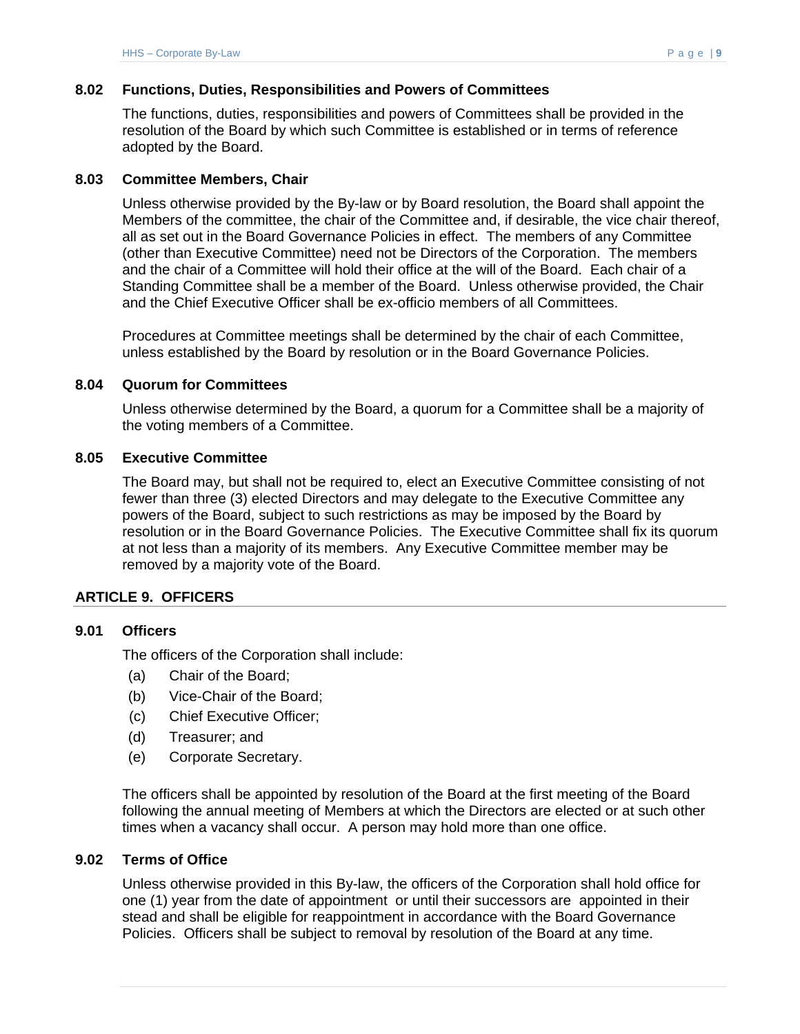### 8.02 Functions, Duties, Responsibilities and Powers of Committees

The functions, duties, responsibilities and powers of Committees shall be provided in the resolution of the Board by which such Committee is established or in terms of reference adopted by the Board.

### 8.03 Committee Members, Chair

Unless otherwise provided by the By-law or by Board resolution, the Board shall appoint the Members of the committee, the chair of the Committee and, if desirable, the vice chair thereof, all as set out in the Board Governance Policies in effect. The members of any Committee (other than Executive Committee) need not be Directors of the Corporation. The members and the chair of a Committee will hold their office at the will of the Board. Each chair of a Standing Committee shall be a member of the Board. Unless otherwise provided, the Chair and the Chief Executive Officer shall be ex-officio members of all Committees.

Procedures at Committee meetings shall be determined by the chair of each Committee, unless established by the Board by resolution or in the Board Governance Policies.

### 8.04 Quorum for Committees

Unless otherwise determined by the Board, a quorum for a Committee shall be a majority of the voting members of a Committee.

### 8.05 Executive Committee

The Board may, but shall not be required to, elect an Executive Committee consisting of not fewer than three (3) elected Directors and may delegate to the Executive Committee any powers of the Board, subject to such restrictions as may be imposed by the Board by resolution or in the Board Governance Policies. The Executive Committee shall fix its quorum at not less than a majority of its members. Any Executive Committee member may be removed by a majority vote of the Board.

## ARTICLE 9. OFFICERS

### 9.01 Officers

The officers of the Corporation shall include:

(a) Chair of the Board;

(b) Vice-Chair of the Board;

(c) Chief Executive Officer;

(d) Treasurer; and

(e) Corporate Secretary.

The officers shall be appointed by resolution of the Board at the first meeting of the Board following the annual meeting of Members at which the Directors are elected or at such other times when a vacancy shall occur. A person may hold more than one office.

### 9.02 Terms of Office

Unless otherwise provided in this By-law, the officers of the Corporation shall hold office for one (1) year from the date of appointment or until their successors are appointed in their stead and shall be eligible for reappointment in accordance with the Board Governance Policies. Officers shall be subject to removal by resolution of the Board at any time.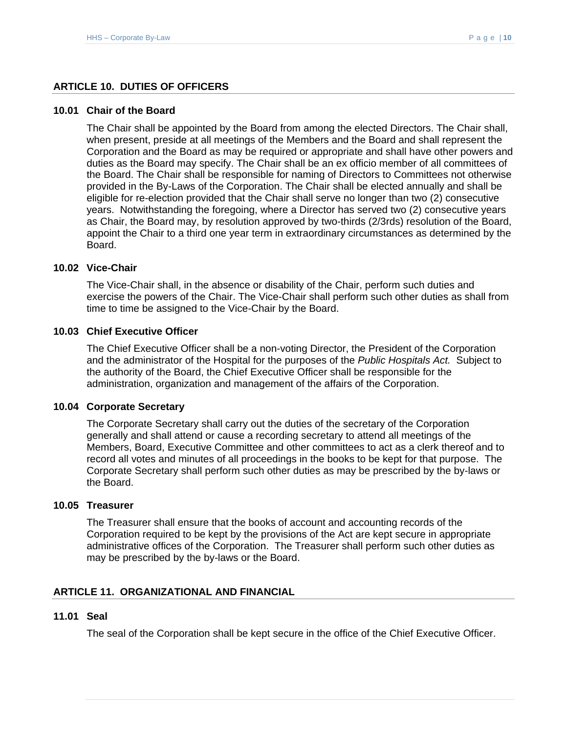## ARTICLE 10. DUTIES OF OFFICERS

### 10.01 Chair of the Board

The Chair shall be appointed by the Board from among the elected Directors. The Chair shall, when present, preside at all meetings of the Members and the Board and shall represent the Corporation and the Board as may be required or appropriate and shall have other powers and duties as the Board may specify. The Chair shall be an ex officio member of all committees of the Board. The Chair shall be responsible for naming of Directors to Committees not otherwise provided in the By-Laws of the Corporation. The Chair shall be elected annually and shall be eligible for re-election provided that the Chair shall serve no longer than two (2) consecutive years. Notwithstanding the foregoing, where a Director has served two (2) consecutive years as Chair, the Board may, by resolution approved by two-thirds (2/3rds) resolution of the Board, appoint the Chair to a third one year term in extraordinary circumstances as determined by the Board.

### 10.02 Vice-Chair

The Vice-Chair shall, in the absence or disability of the Chair, perform such duties and exercise the powers of the Chair. The Vice-Chair shall perform such other duties as shall from time to time be assigned to the Vice-Chair by the Board.

### 10.03 Chief Executive Officer

The Chief Executive Officer shall be a non-voting Director, the President of the Corporation and the administrator of the Hospital for the purposes of the *Public Hospitals Act.* Subject to the authority of the Board, the Chief Executive Officer shall be responsible for the administration, organization and management of the affairs of the Corporation.

### 10.04 Corporate Secretary

The Corporate Secretary shall carry out the duties of the secretary of the Corporation generally and shall attend or cause a recording secretary to attend all meetings of the Members, Board, Executive Committee and other committees to act as a clerk thereof and to record all votes and minutes of all proceedings in the books to be kept for that purpose. The Corporate Secretary shall perform such other duties as may be prescribed by the by-laws or the Board.

### 10.05 Treasurer

The Treasurer shall ensure that the books of account and accounting records of the Corporation required to be kept by the provisions of the Act are kept secure in appropriate administrative offices of the Corporation. The Treasurer shall perform such other duties as may be prescribed by the by-laws or the Board.

## ARTICLE 11. ORGANIZATIONAL AND FINANCIAL

### 11.01 Seal

The seal of the Corporation shall be kept secure in the office of the Chief Executive Officer.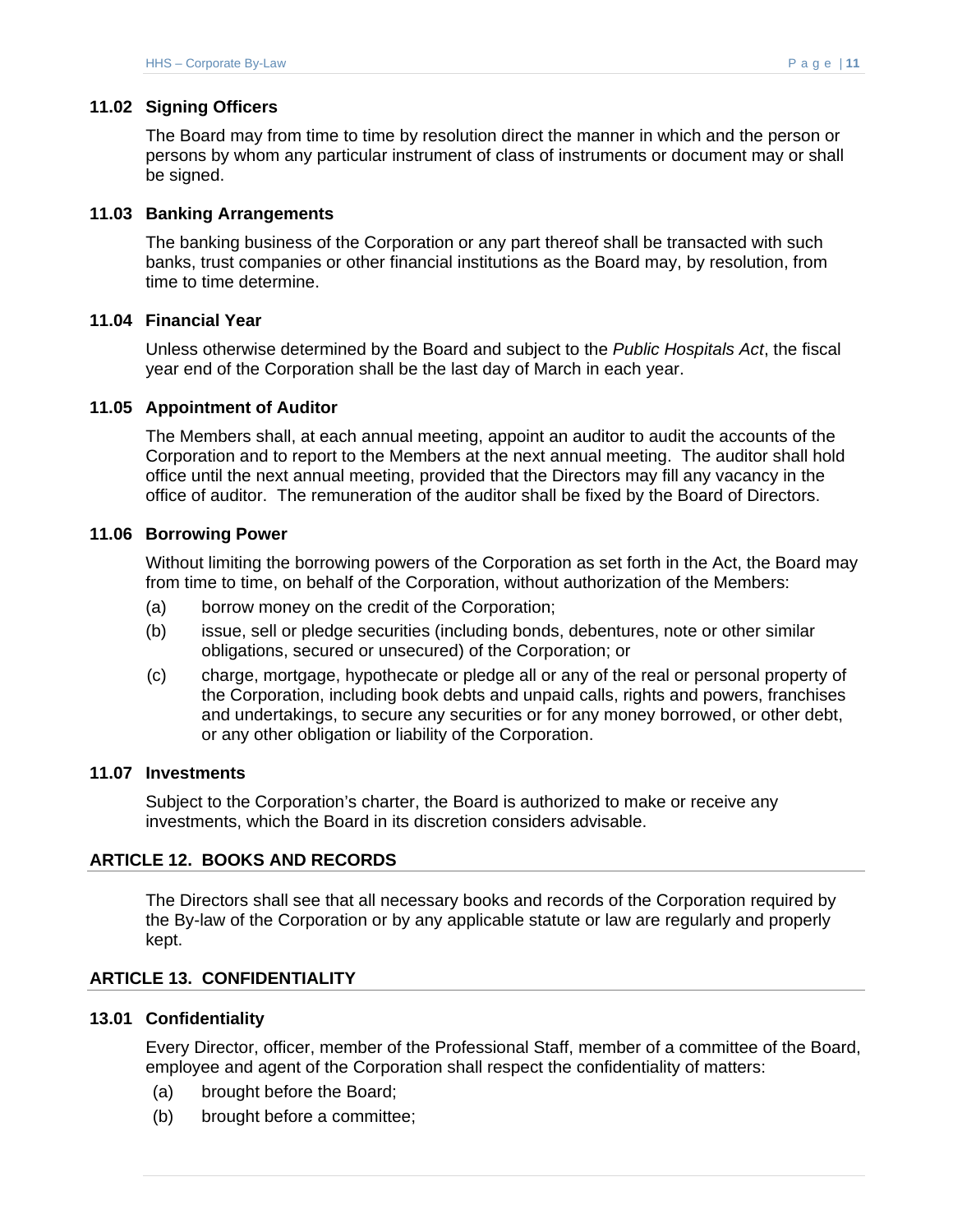### 11.02 Signing Officers

The Board may from time to time by resolution direct the manner in which and the person or persons by whom any particular instrument of class of instruments or document may or shall be signed.

### 11.03 Banking Arrangements

The banking business of the Corporation or any part thereof shall be transacted with such banks, trust companies or other financial institutions as the Board may, by resolution, from time to time determine.

### 11.04 Financial Year

Unless otherwise determined by the Board and subject to the *Public Hospitals Act*, the fiscal year end of the Corporation shall be the last day of March in each year.

### 11.05 Appointment of Auditor

The Members shall, at each annual meeting, appoint an auditor to audit the accounts of the Corporation and to report to the Members at the next annual meeting. The auditor shall hold office until the next annual meeting, provided that the Directors may fill any vacancy in the office of auditor. The remuneration of the auditor shall be fixed by the Board of Directors.

### 11.06 Borrowing Power

Without limiting the borrowing powers of the Corporation as set forth in the Act, the Board may from time to time, on behalf of the Corporation, without authorization of the Members:

(a) borrow money on the credit of the Corporation;

(b) issue, sell or pledge securities (including bonds, debentures, note or other similar obligations, secured or unsecured) of the Corporation; or

(c) charge, mortgage, hypothecate or pledge all or any of the real or personal property of the Corporation, including book debts and unpaid calls, rights and powers, franchises and undertakings, to secure any securities or for any money borrowed, or other debt, or any other obligation or liability of the Corporation.

### 11.07 Investments

Subject to the Corporation's charter, the Board is authorized to make or receive any investments, which the Board in its discretion considers advisable.

## ARTICLE 12. BOOKS AND RECORDS

The Directors shall see that all necessary books and records of the Corporation required by the By-law of the Corporation or by any applicable statute or law are regularly and properly kept.

## ARTICLE 13. CONFIDENTIALITY

### 13.01 Confidentiality

Every Director, officer, member of the Professional Staff, member of a committee of the Board, employee and agent of the Corporation shall respect the confidentiality of matters:

(a) brought before the Board;

(b) brought before a committee;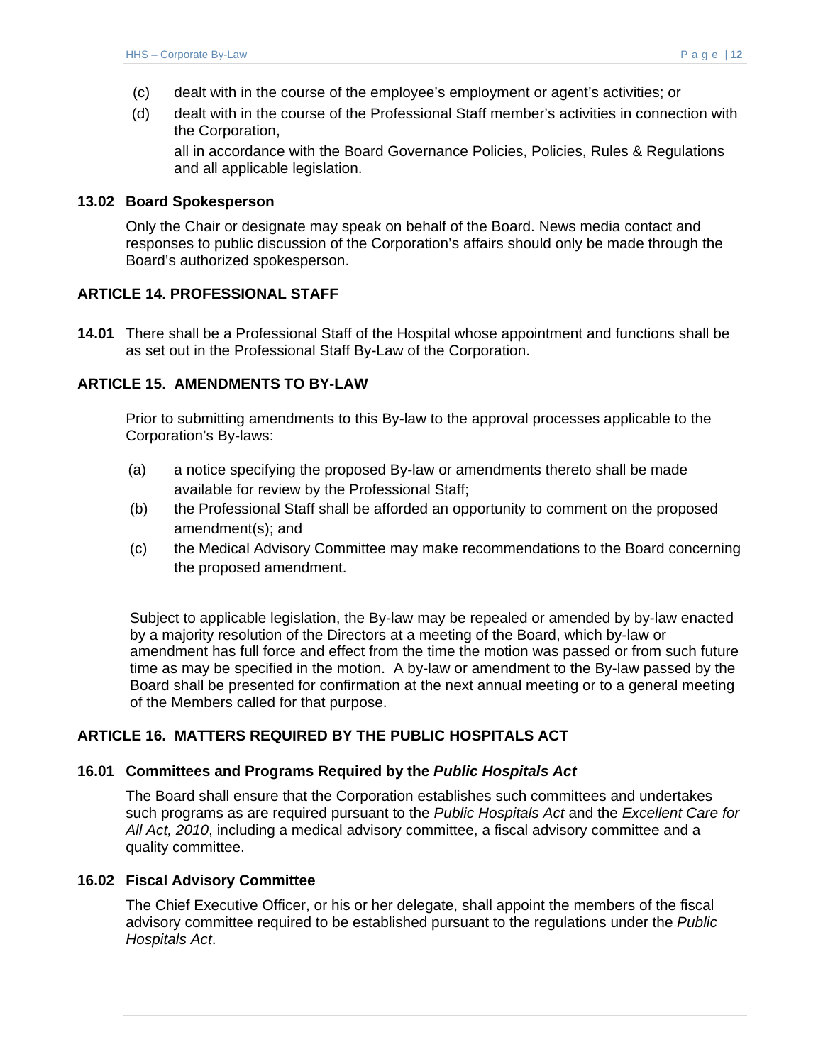(c) dealt with in the course of the employee's employment or agent's activities; or

(d) dealt with in the course of the Professional Staff member's activities in connection with the Corporation,

all in accordance with the Board Governance Policies, Policies, Rules & Regulations and all applicable legislation.

### 13.02 Board Spokesperson

Only the Chair or designate may speak on behalf of the Board. News media contact and responses to public discussion of the Corporation's affairs should only be made through the Board's authorized spokesperson.

## ARTICLE 14. PROFESSIONAL STAFF

**14.01** There shall be a Professional Staff of the Hospital whose appointment and functions shall be as set out in the Professional Staff By-Law of the Corporation.

## ARTICLE 15. AMENDMENTS TO BY-LAW

Prior to submitting amendments to this By-law to the approval processes applicable to the Corporation's By-laws:

(a) a notice specifying the proposed By-law or amendments thereto shall be made available for review by the Professional Staff;

(b) the Professional Staff shall be afforded an opportunity to comment on the proposed amendment(s); and

(c) the Medical Advisory Committee may make recommendations to the Board concerning the proposed amendment.

Subject to applicable legislation, the By-law may be repealed or amended by by-law enacted by a majority resolution of the Directors at a meeting of the Board, which by-law or amendment has full force and effect from the time the motion was passed or from such future time as may be specified in the motion. A by-law or amendment to the By-law passed by the Board shall be presented for confirmation at the next annual meeting or to a general meeting of the Members called for that purpose.

## ARTICLE 16. MATTERS REQUIRED BY THE PUBLIC HOSPITALS ACT

### 16.01 Committees and Programs Required by the *Public Hospitals Act*

The Board shall ensure that the Corporation establishes such committees and undertakes such programs as are required pursuant to the *Public Hospitals Act* and the *Excellent Care for All Act, 2010*, including a medical advisory committee, a fiscal advisory committee and a quality committee.

### 16.02 Fiscal Advisory Committee

The Chief Executive Officer, or his or her delegate, shall appoint the members of the fiscal advisory committee required to be established pursuant to the regulations under the *Public Hospitals Act*.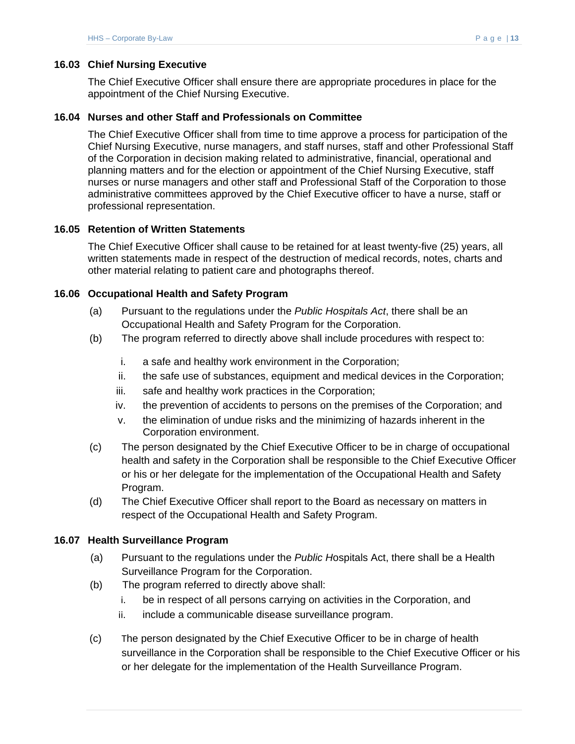### 16.03 Chief Nursing Executive

The Chief Executive Officer shall ensure there are appropriate procedures in place for the appointment of the Chief Nursing Executive.

### 16.04 Nurses and other Staff and Professionals on Committee

The Chief Executive Officer shall from time to time approve a process for participation of the Chief Nursing Executive, nurse managers, and staff nurses, staff and other Professional Staff of the Corporation in decision making related to administrative, financial, operational and planning matters and for the election or appointment of the Chief Nursing Executive, staff nurses or nurse managers and other staff and Professional Staff of the Corporation to those administrative committees approved by the Chief Executive officer to have a nurse, staff or professional representation.

### 16.05 Retention of Written Statements

The Chief Executive Officer shall cause to be retained for at least twenty-five (25) years, all written statements made in respect of the destruction of medical records, notes, charts and other material relating to patient care and photographs thereof.

### 16.06 Occupational Health and Safety Program

(a) Pursuant to the regulations under the *Public Hospitals Act*, there shall be an Occupational Health and Safety Program for the Corporation.

(b) The program referred to directly above shall include procedures with respect to:

   i. a safe and healthy work environment in the Corporation;
   ii. the safe use of substances, equipment and medical devices in the Corporation;
   iii. safe and healthy work practices in the Corporation;
   iv. the prevention of accidents to persons on the premises of the Corporation; and
   v. the elimination of undue risks and the minimizing of hazards inherent in the Corporation environment.

(c) The person designated by the Chief Executive Officer to be in charge of occupational health and safety in the Corporation shall be responsible to the Chief Executive Officer or his or her delegate for the implementation of the Occupational Health and Safety Program.

(d) The Chief Executive Officer shall report to the Board as necessary on matters in respect of the Occupational Health and Safety Program.

### 16.07 Health Surveillance Program

(a) Pursuant to the regulations under the *Public H*ospitals Act, there shall be a Health Surveillance Program for the Corporation.

(b) The program referred to directly above shall:

   i. be in respect of all persons carrying on activities in the Corporation, and
   ii. include a communicable disease surveillance program.

(c) The person designated by the Chief Executive Officer to be in charge of health surveillance in the Corporation shall be responsible to the Chief Executive Officer or his or her delegate for the implementation of the Health Surveillance Program.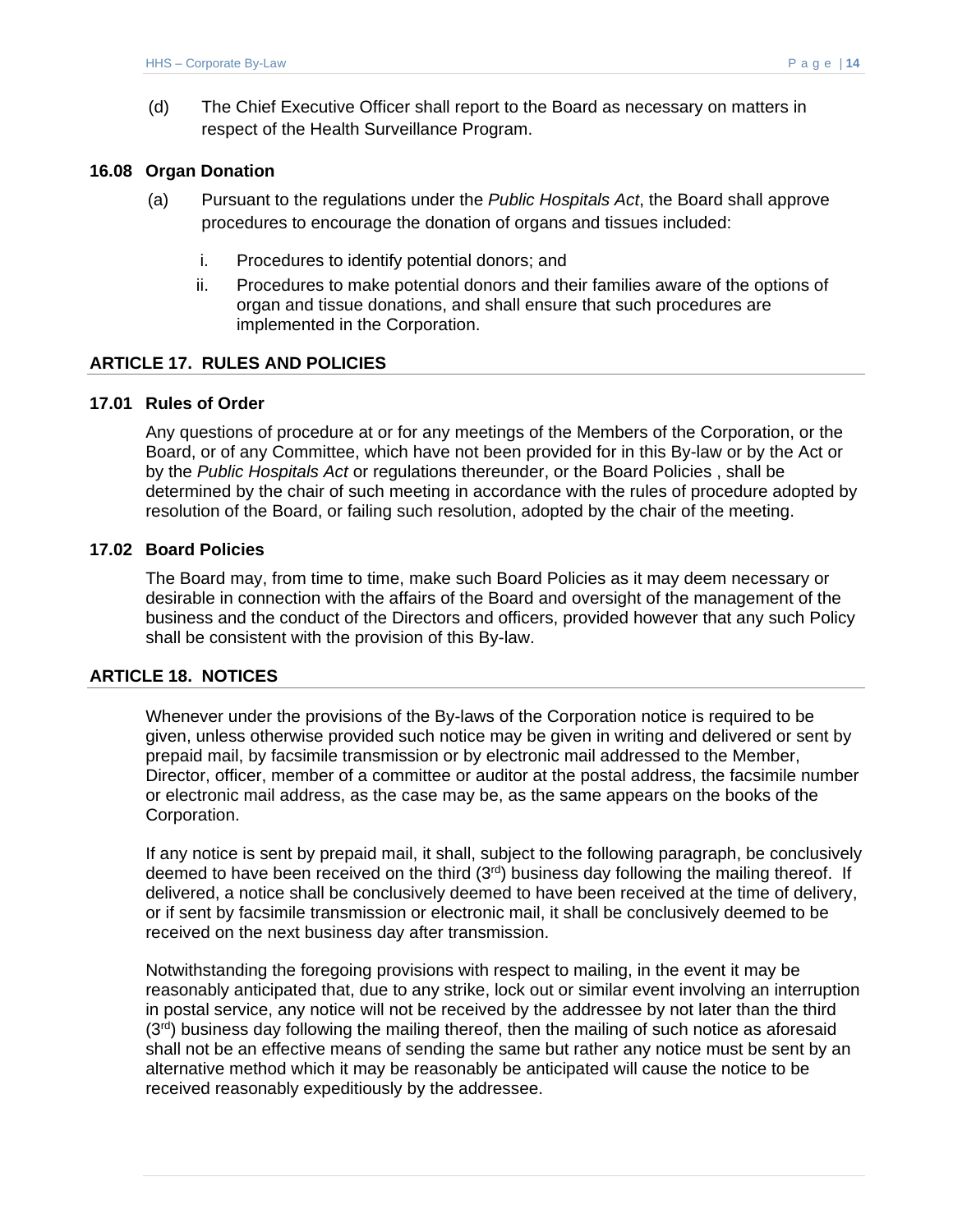(d) The Chief Executive Officer shall report to the Board as necessary on matters in respect of the Health Surveillance Program.

### 16.08 Organ Donation

(a) Pursuant to the regulations under the *Public Hospitals Act*, the Board shall approve procedures to encourage the donation of organs and tissues included:

i. Procedures to identify potential donors; and

ii. Procedures to make potential donors and their families aware of the options of organ and tissue donations, and shall ensure that such procedures are implemented in the Corporation.

## ARTICLE 17. RULES AND POLICIES

### 17.01 Rules of Order

Any questions of procedure at or for any meetings of the Members of the Corporation, or the Board, or of any Committee, which have not been provided for in this By-law or by the Act or by the *Public Hospitals Act* or regulations thereunder, or the Board Policies , shall be determined by the chair of such meeting in accordance with the rules of procedure adopted by resolution of the Board, or failing such resolution, adopted by the chair of the meeting.

### 17.02 Board Policies

The Board may, from time to time, make such Board Policies as it may deem necessary or desirable in connection with the affairs of the Board and oversight of the management of the business and the conduct of the Directors and officers, provided however that any such Policy shall be consistent with the provision of this By-law.

## ARTICLE 18. NOTICES

Whenever under the provisions of the By-laws of the Corporation notice is required to be given, unless otherwise provided such notice may be given in writing and delivered or sent by prepaid mail, by facsimile transmission or by electronic mail addressed to the Member, Director, officer, member of a committee or auditor at the postal address, the facsimile number or electronic mail address, as the case may be, as the same appears on the books of the Corporation.

If any notice is sent by prepaid mail, it shall, subject to the following paragraph, be conclusively deemed to have been received on the third (3rd) business day following the mailing thereof. If delivered, a notice shall be conclusively deemed to have been received at the time of delivery, or if sent by facsimile transmission or electronic mail, it shall be conclusively deemed to be received on the next business day after transmission.

Notwithstanding the foregoing provisions with respect to mailing, in the event it may be reasonably anticipated that, due to any strike, lock out or similar event involving an interruption in postal service, any notice will not be received by the addressee by not later than the third (3rd) business day following the mailing thereof, then the mailing of such notice as aforesaid shall not be an effective means of sending the same but rather any notice must be sent by an alternative method which it may be reasonably be anticipated will cause the notice to be received reasonably expeditiously by the addressee.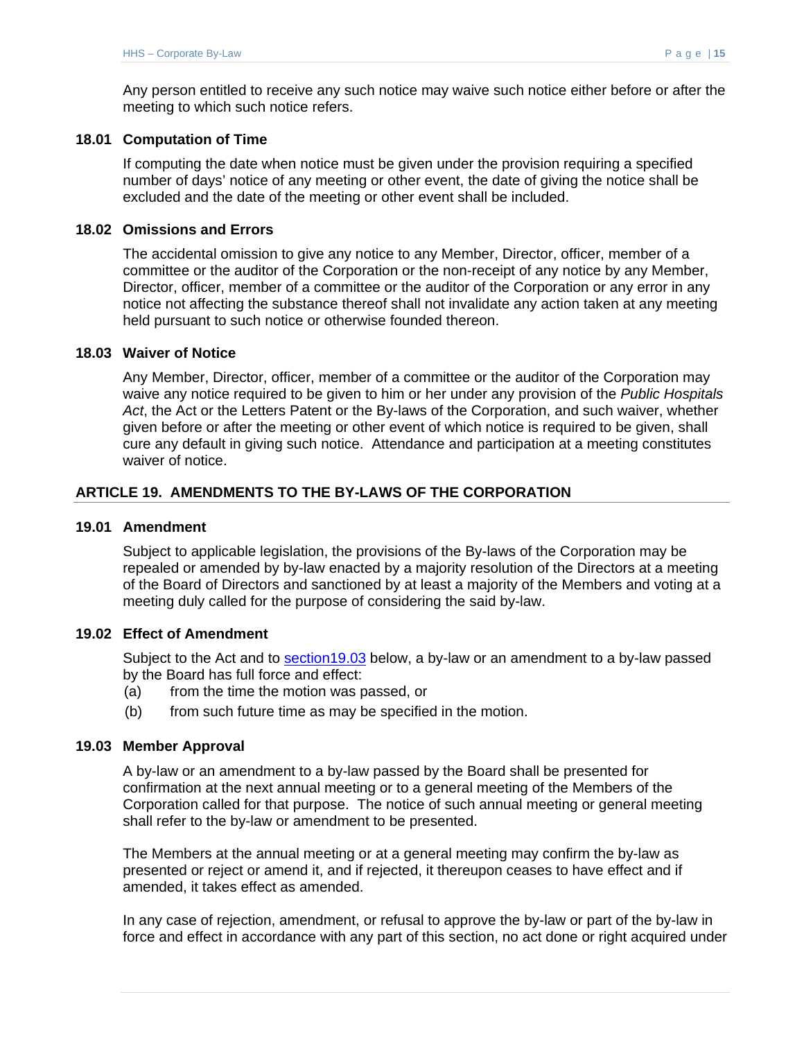Any person entitled to receive any such notice may waive such notice either before or after the meeting to which such notice refers.

### 18.01 Computation of Time

If computing the date when notice must be given under the provision requiring a specified number of days' notice of any meeting or other event, the date of giving the notice shall be excluded and the date of the meeting or other event shall be included.

### 18.02 Omissions and Errors

The accidental omission to give any notice to any Member, Director, officer, member of a committee or the auditor of the Corporation or the non-receipt of any notice by any Member, Director, officer, member of a committee or the auditor of the Corporation or any error in any notice not affecting the substance thereof shall not invalidate any action taken at any meeting held pursuant to such notice or otherwise founded thereon.

### 18.03 Waiver of Notice

Any Member, Director, officer, member of a committee or the auditor of the Corporation may waive any notice required to be given to him or her under any provision of the *Public Hospitals Act*, the Act or the Letters Patent or the By-laws of the Corporation, and such waiver, whether given before or after the meeting or other event of which notice is required to be given, shall cure any default in giving such notice. Attendance and participation at a meeting constitutes waiver of notice.

## ARTICLE 19. AMENDMENTS TO THE BY-LAWS OF THE CORPORATION

### 19.01 Amendment

Subject to applicable legislation, the provisions of the By-laws of the Corporation may be repealed or amended by by-law enacted by a majority resolution of the Directors at a meeting of the Board of Directors and sanctioned by at least a majority of the Members and voting at a meeting duly called for the purpose of considering the said by-law.

### 19.02 Effect of Amendment

Subject to the Act and to section19.03 below, a by-law or an amendment to a by-law passed by the Board has full force and effect:

(a) from the time the motion was passed, or

(b) from such future time as may be specified in the motion.

### 19.03 Member Approval

A by-law or an amendment to a by-law passed by the Board shall be presented for confirmation at the next annual meeting or to a general meeting of the Members of the Corporation called for that purpose. The notice of such annual meeting or general meeting shall refer to the by-law or amendment to be presented.

The Members at the annual meeting or at a general meeting may confirm the by-law as presented or reject or amend it, and if rejected, it thereupon ceases to have effect and if amended, it takes effect as amended.

In any case of rejection, amendment, or refusal to approve the by-law or part of the by-law in force and effect in accordance with any part of this section, no act done or right acquired under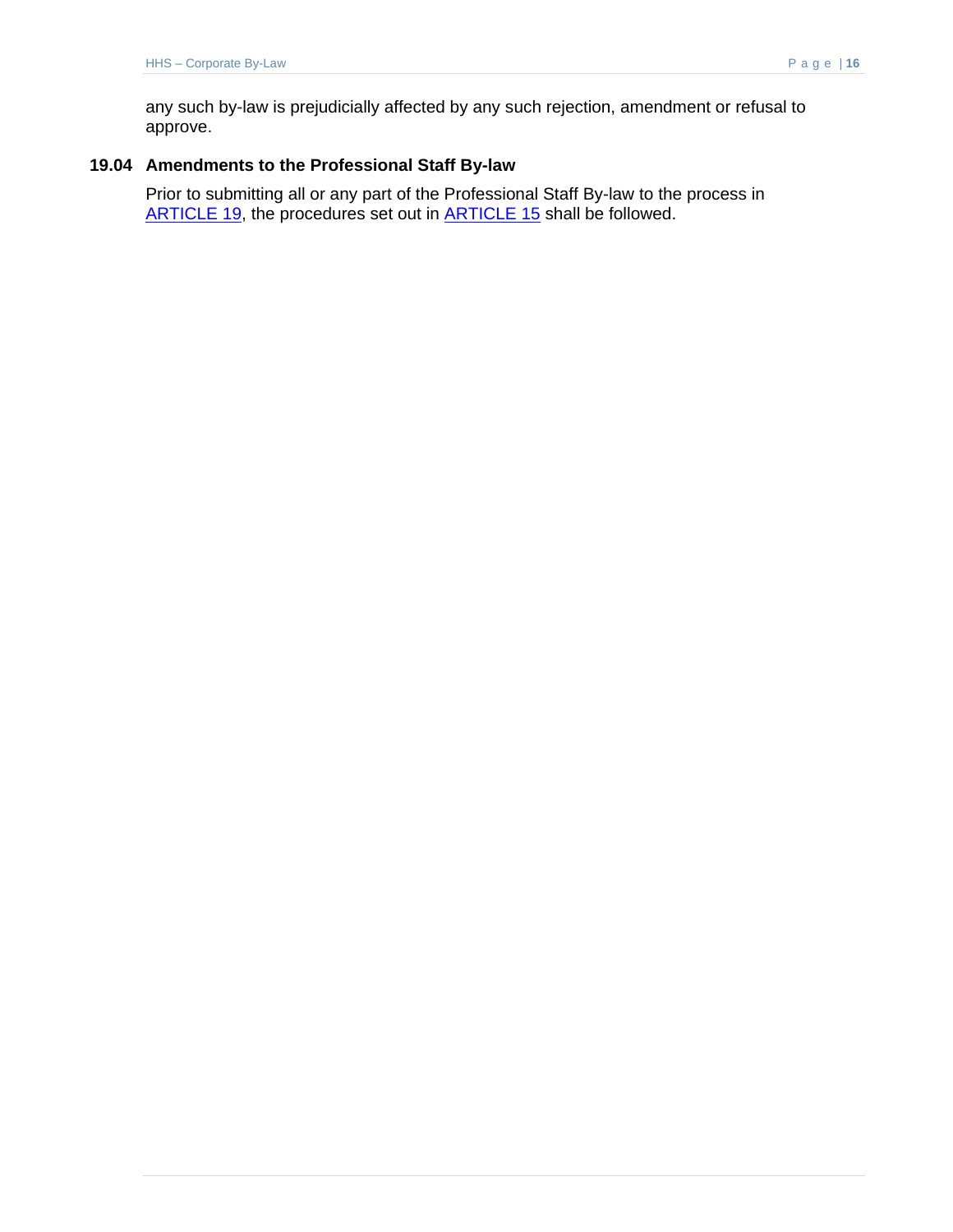any such by-law is prejudicially affected by any such rejection, amendment or refusal to approve.

### 19.04 Amendments to the Professional Staff By-law

Prior to submitting all or any part of the Professional Staff By-law to the process in ARTICLE 19, the procedures set out in ARTICLE 15 shall be followed.